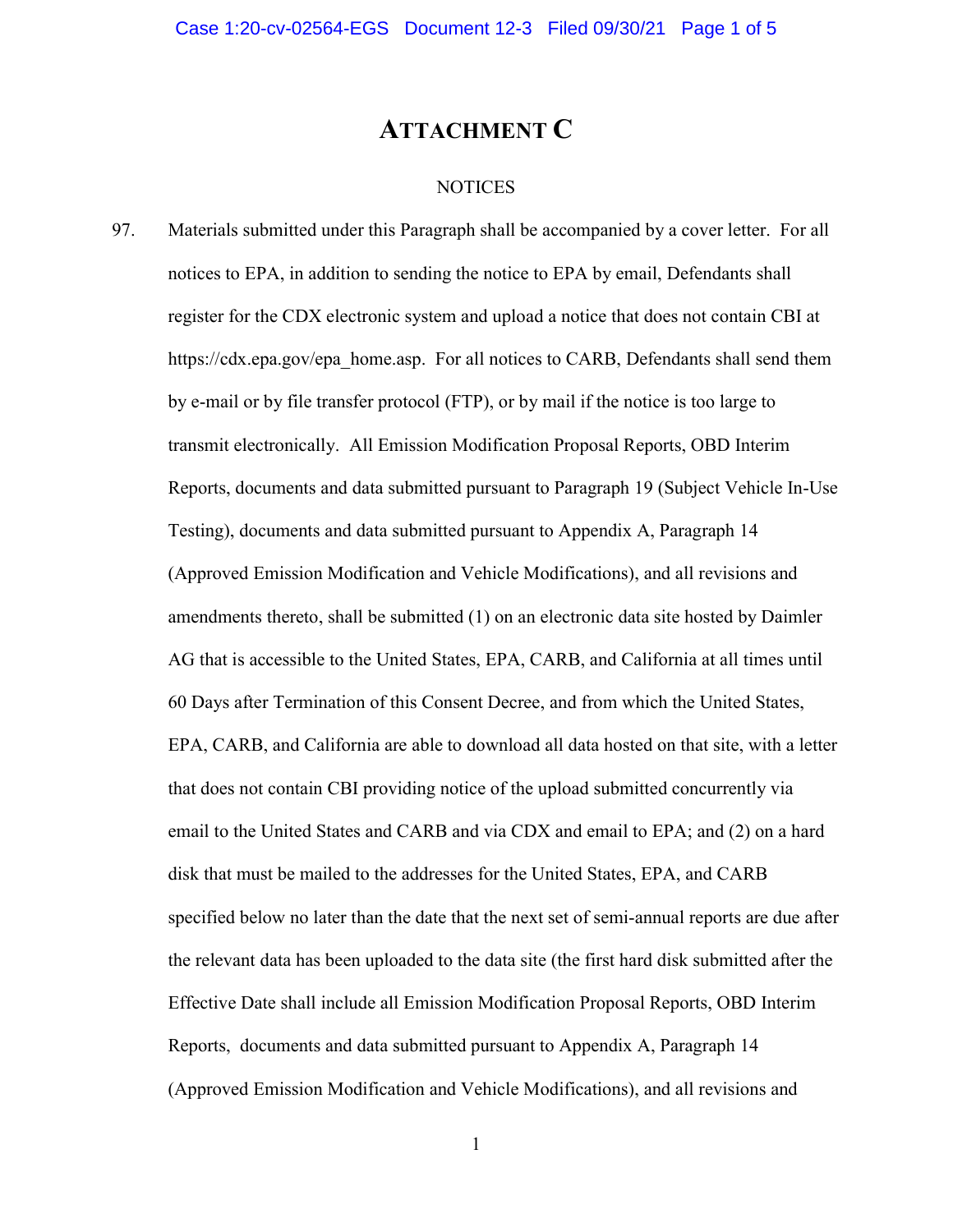# ATTACHMENT C

NOTICES

97. Materials submitted under this Paragraph shall be accompanied by a cover letter. For all notices to EPA, in addition to sending the notice to EPA by email, Defendants shall register for the CDX electronic system and upload a notice that does not contain CBI at https://cdx.epa.gov/epa_home.asp. For all notices to CARB, Defendants shall send them by e-mail or by file transfer protocol (FTP), or by mail if the notice is too large to transmit electronically. All Emission Modification Proposal Reports, OBD Interim Reports, documents and data submitted pursuant to Paragraph 19 (Subject Vehicle In-Use Testing), documents and data submitted pursuant to Appendix A, Paragraph 14 (Approved Emission Modification and Vehicle Modifications), and all revisions and amendments thereto, shall be submitted (1) on an electronic data site hosted by Daimler AG that is accessible to the United States, EPA, CARB, and California at all times until 60 Days after Termination of this Consent Decree, and from which the United States, EPA, CARB, and California are able to download all data hosted on that site, with a letter that does not contain CBI providing notice of the upload submitted concurrently via email to the United States and CARB and via CDX and email to EPA; and (2) on a hard disk that must be mailed to the addresses for the United States, EPA, and CARB specified below no later than the date that the next set of semi-annual reports are due after the relevant data has been uploaded to the data site (the first hard disk submitted after the Effective Date shall include all Emission Modification Proposal Reports, OBD Interim Reports, documents and data submitted pursuant to Appendix A, Paragraph 14 (Approved Emission Modification and Vehicle Modifications), and all revisions and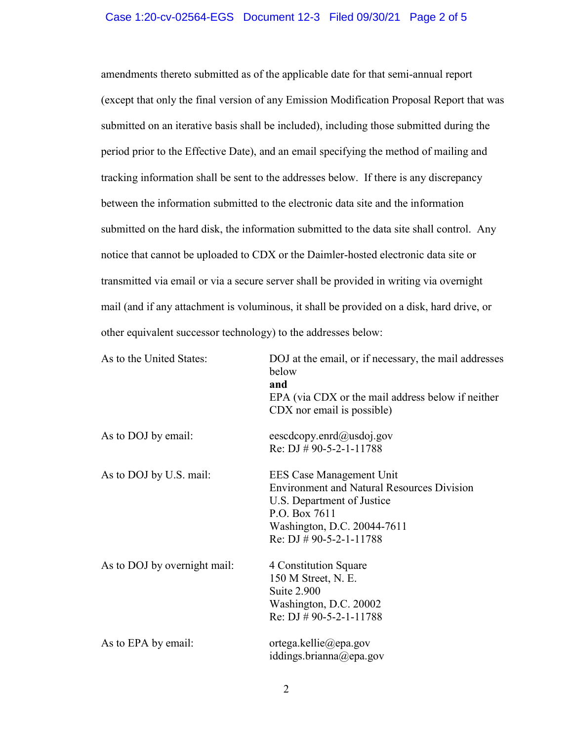amendments thereto submitted as of the applicable date for that semi-annual report (except that only the final version of any Emission Modification Proposal Report that was submitted on an iterative basis shall be included), including those submitted during the period prior to the Effective Date), and an email specifying the method of mailing and tracking information shall be sent to the addresses below. If there is any discrepancy between the information submitted to the electronic data site and the information submitted on the hard disk, the information submitted to the data site shall control. Any notice that cannot be uploaded to CDX or the Daimler-hosted electronic data site or transmitted via email or via a secure server shall be provided in writing via overnight mail (and if any attachment is voluminous, it shall be provided on a disk, hard drive, or other equivalent successor technology) to the addresses below:

| | |
|---|---|
| As to the United States: | DOJ at the email, or if necessary, the mail addresses below<br>**and**<br>EPA (via CDX or the mail address below if neither CDX nor email is possible) |
| As to DOJ by email: | eescdcopy.enrd@usdoj.gov<br>Re: DJ # 90-5-2-1-11788 |
| As to DOJ by U.S. mail: | EES Case Management Unit<br>Environment and Natural Resources Division<br>U.S. Department of Justice<br>P.O. Box 7611<br>Washington, D.C. 20044-7611<br>Re: DJ # 90-5-2-1-11788 |
| As to DOJ by overnight mail: | 4 Constitution Square<br>150 M Street, N. E.<br>Suite 2.900<br>Washington, D.C. 20002<br>Re: DJ # 90-5-2-1-11788 |
| As to EPA by email: | ortega.kellie@epa.gov<br>iddings.brianna@epa.gov |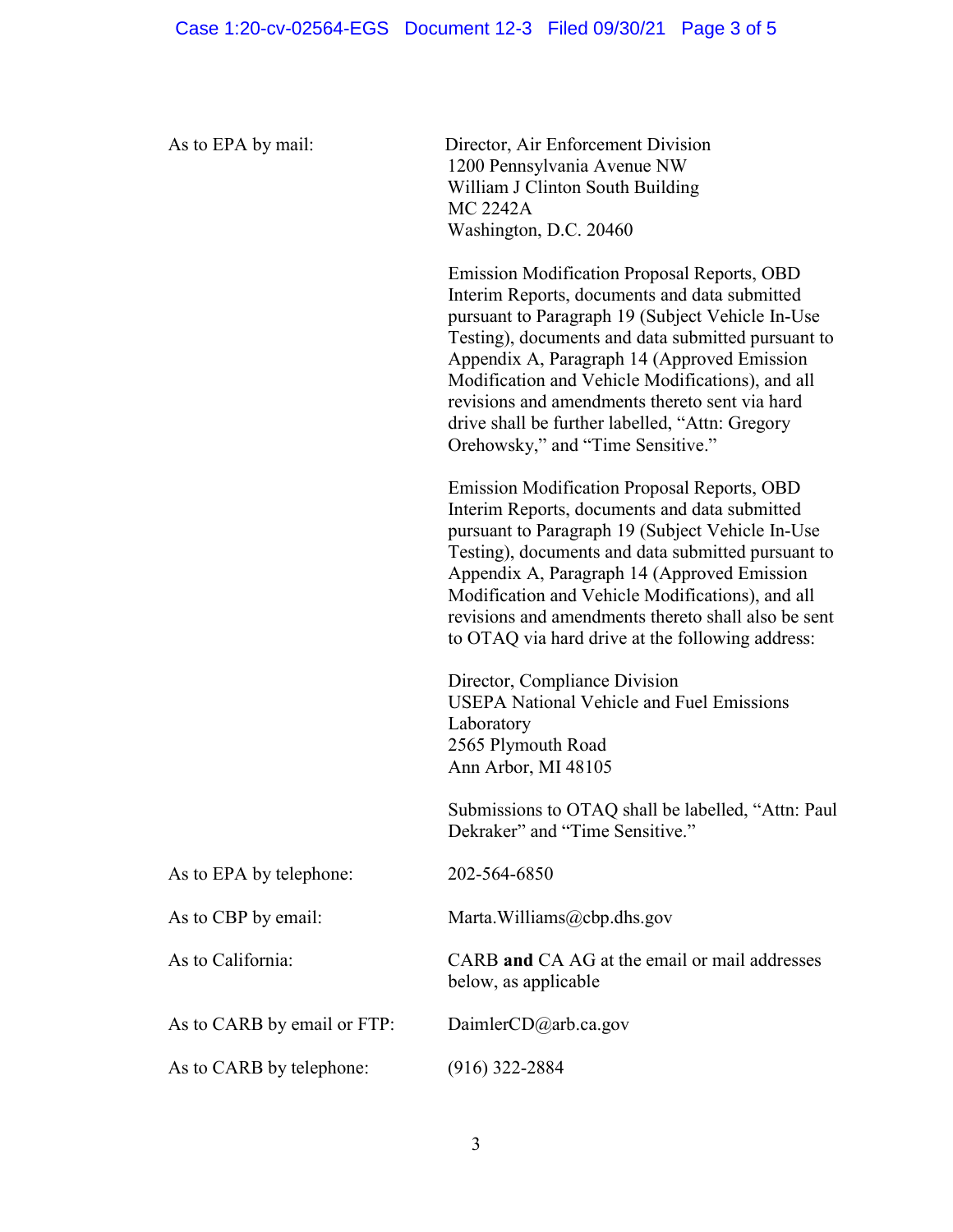| | |
|---|---|
| As to EPA by mail: | Director, Air Enforcement Division<br>1200 Pennsylvania Avenue NW<br>William J Clinton South Building<br>MC 2242A<br>Washington, D.C. 20460<br><br>Emission Modification Proposal Reports, OBD Interim Reports, documents and data submitted pursuant to Paragraph 19 (Subject Vehicle In-Use Testing), documents and data submitted pursuant to Appendix A, Paragraph 14 (Approved Emission Modification and Vehicle Modifications), and all revisions and amendments thereto sent via hard drive shall be further labelled, “Attn: Gregory Orehowsky,” and “Time Sensitive.”<br><br>Emission Modification Proposal Reports, OBD Interim Reports, documents and data submitted pursuant to Paragraph 19 (Subject Vehicle In-Use Testing), documents and data submitted pursuant to Appendix A, Paragraph 14 (Approved Emission Modification and Vehicle Modifications), and all revisions and amendments thereto shall also be sent to OTAQ via hard drive at the following address:<br><br>Director, Compliance Division<br>USEPA National Vehicle and Fuel Emissions Laboratory<br>2565 Plymouth Road<br>Ann Arbor, MI 48105<br><br>Submissions to OTAQ shall be labelled, “Attn: Paul Dekraker” and “Time Sensitive.” |
| As to EPA by telephone: | 202-564-6850 |
| As to CBP by email: | Marta.Williams@cbp.dhs.gov |
| As to California: | CARB **and** CA AG at the email or mail addresses below, as applicable |
| As to CARB by email or FTP: | DaimlerCD@arb.ca.gov |
| As to CARB by telephone: | (916) 322-2884 |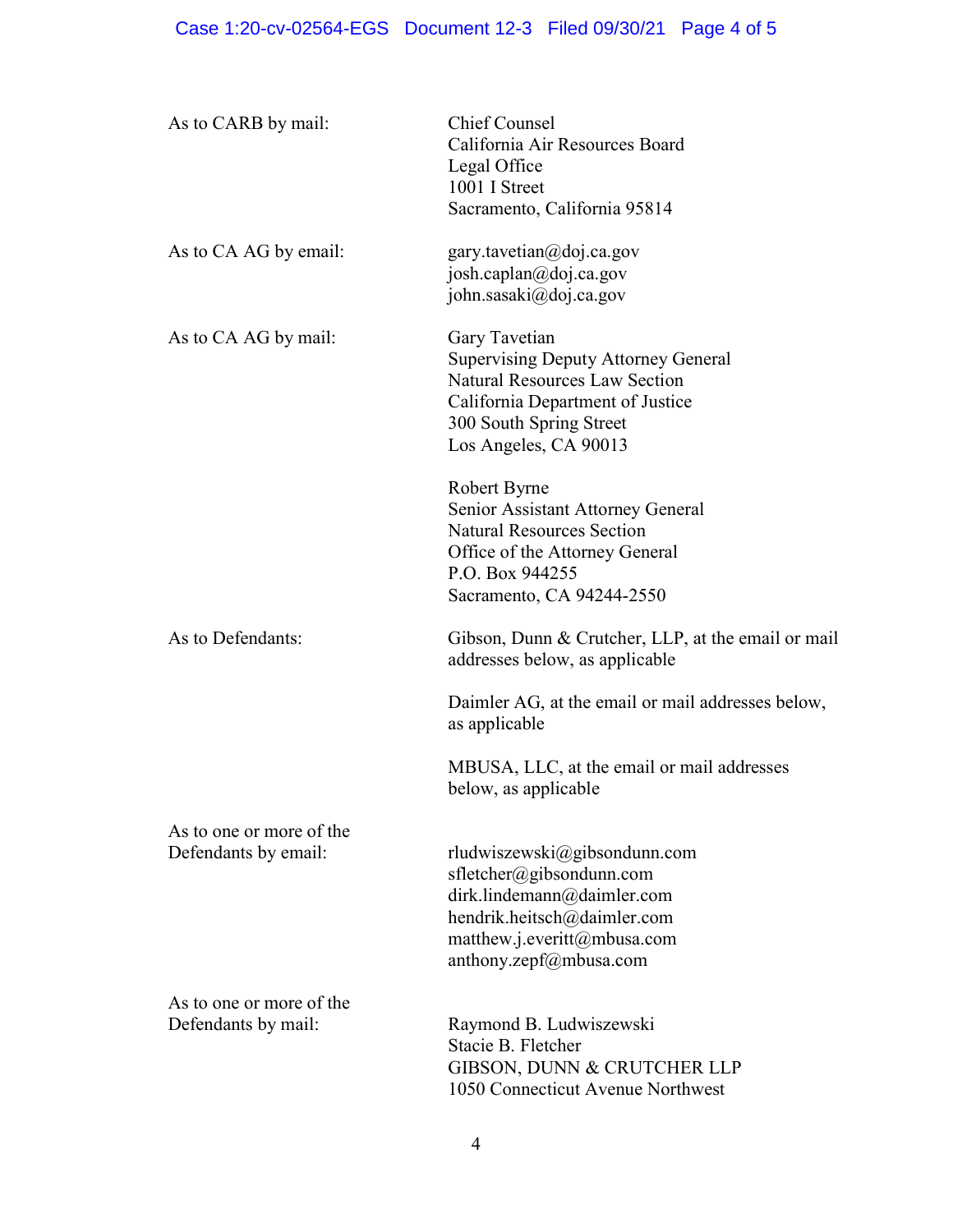| | |
|---|---|
| As to CARB by mail: | Chief Counsel<br>California Air Resources Board<br>Legal Office<br>1001 I Street<br>Sacramento, California 95814 |
| As to CA AG by email: | gary.tavetian@doj.ca.gov<br>josh.caplan@doj.ca.gov<br>john.sasaki@doj.ca.gov |
| As to CA AG by mail: | Gary Tavetian<br>Supervising Deputy Attorney General<br>Natural Resources Law Section<br>California Department of Justice<br>300 South Spring Street<br>Los Angeles, CA 90013<br><br>Robert Byrne<br>Senior Assistant Attorney General<br>Natural Resources Section<br>Office of the Attorney General<br>P.O. Box 944255<br>Sacramento, CA 94244-2550 |
| As to Defendants: | Gibson, Dunn & Crutcher, LLP, at the email or mail addresses below, as applicable<br><br>Daimler AG, at the email or mail addresses below, as applicable<br><br>MBUSA, LLC, at the email or mail addresses below, as applicable |
| As to one or more of the Defendants by email: | rludwiszewski@gibsondunn.com<br>sfletcher@gibsondunn.com<br>dirk.lindemann@daimler.com<br>hendrik.heitsch@daimler.com<br>matthew.j.everitt@mbusa.com<br>anthony.zepf@mbusa.com |
| As to one or more of the Defendants by mail: | Raymond B. Ludwiszewski<br>Stacie B. Fletcher<br>GIBSON, DUNN & CRUTCHER LLP<br>1050 Connecticut Avenue Northwest |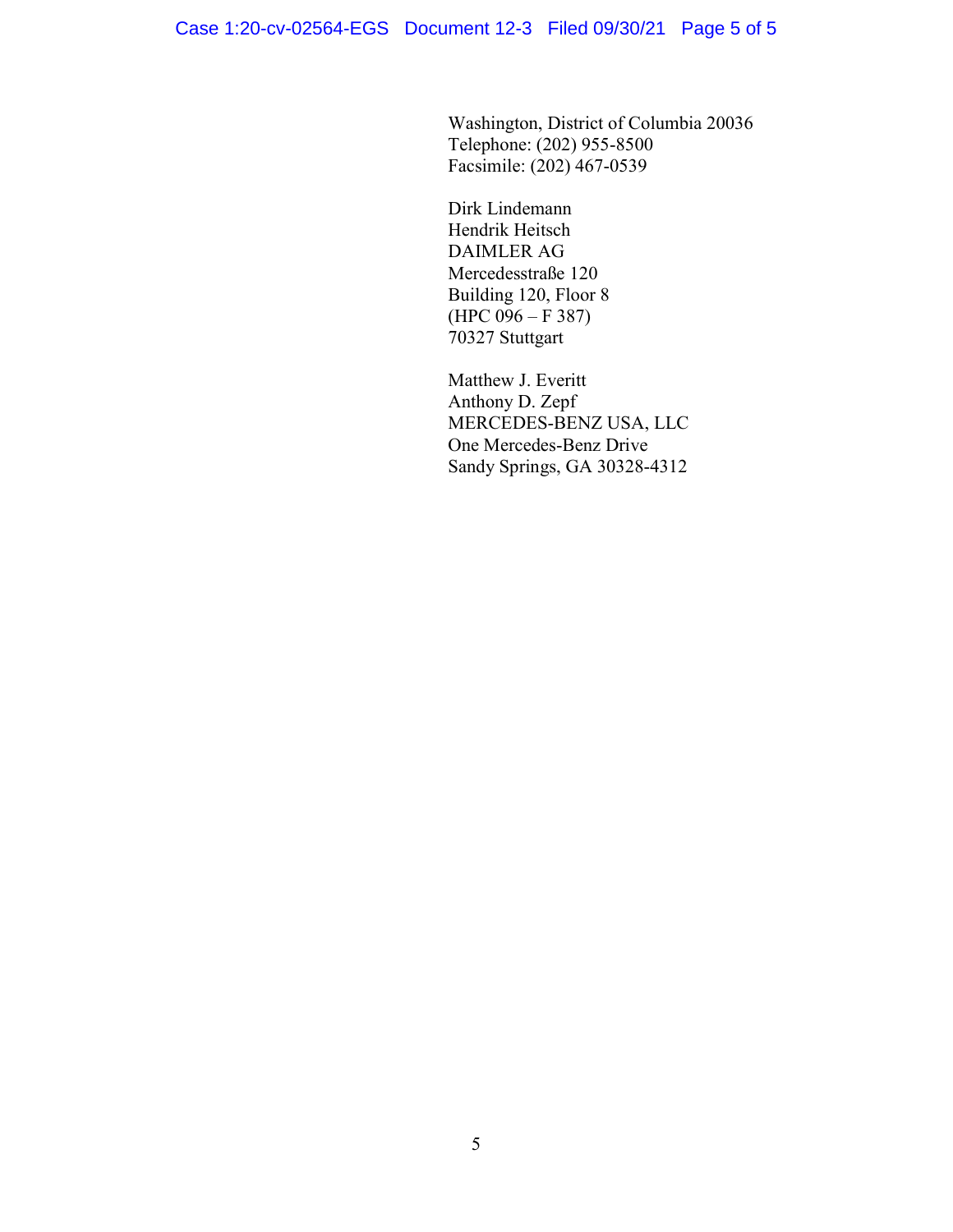Washington, District of Columbia 20036
Telephone: (202) 955-8500
Facsimile: (202) 467-0539

Dirk Lindemann
Hendrik Heitsch
DAIMLER AG
Mercedesstraße 120
Building 120, Floor 8
(HPC 096 – F 387)
70327 Stuttgart

Matthew J. Everitt
Anthony D. Zepf
MERCEDES-BENZ USA, LLC
One Mercedes-Benz Drive
Sandy Springs, GA 30328-4312